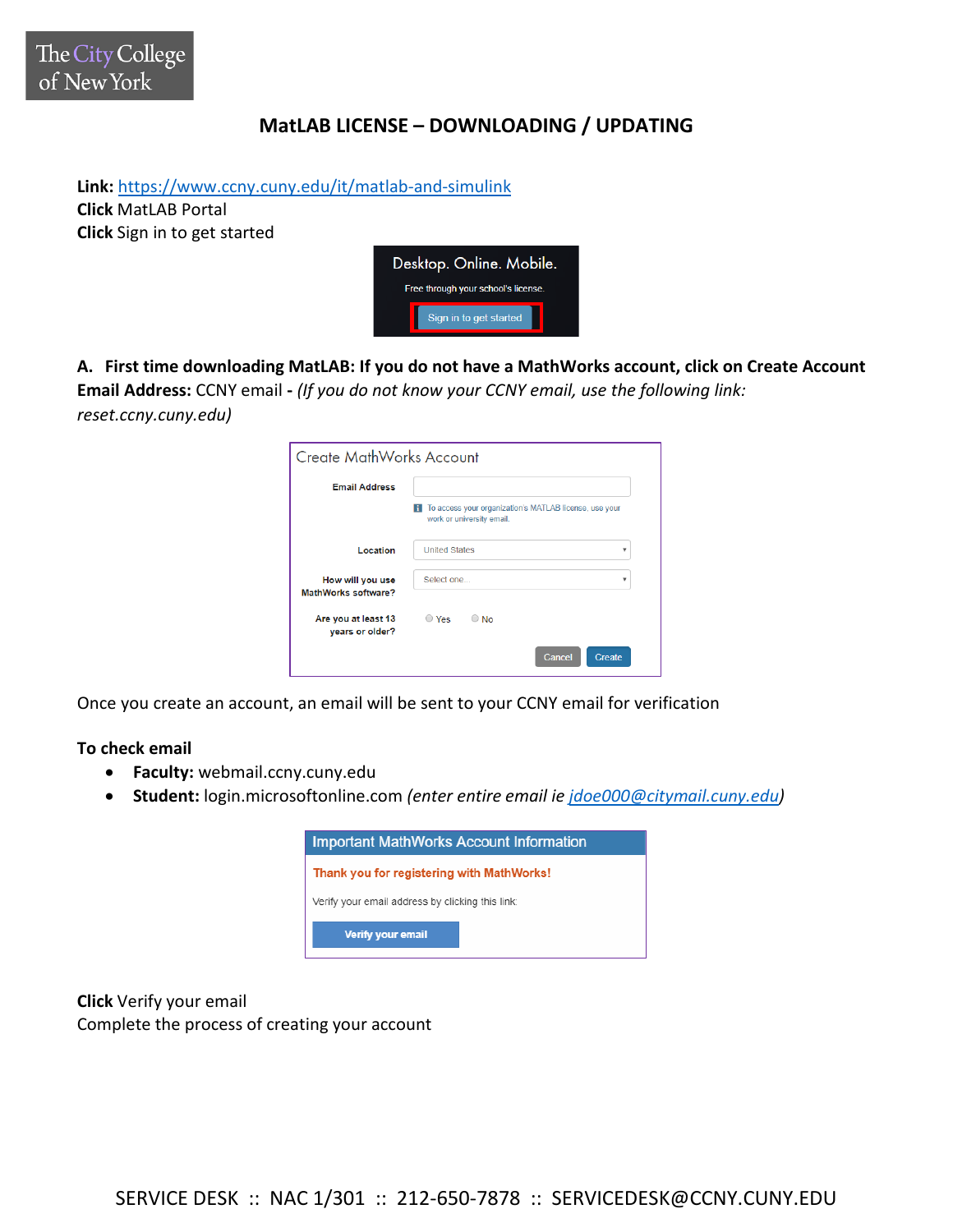The City College of New York

# MatLAB LICENSE – DOWNLOADING / UPDATING

**Link:** [https://www.ccny.cuny.edu/it/matlab-and-simulink](https://www.ccny.cuny.edu/it/matlab-and-simulink)
**Click** MatLAB Portal
**Click** Sign in to get started

Desktop. Online. Mobile.
Free through your school's license.
Sign in to get started

**A. First time downloading MatLAB: If you do not have a MathWorks account, click on Create Account**
**Email Address:** CCNY email - *(If you do not know your CCNY email, use the following link: reset.ccny.cuny.edu)*

Create MathWorks Account

Email Address
To access your organization's MATLAB license, use your work or university email.
Location: United States
How will you use MathWorks software? Select one...
Are you at least 13 years or older? Yes No
Cancel Create

Once you create an account, an email will be sent to your CCNY email for verification

**To check email**

- **Faculty:** webmail.ccny.cuny.edu
- **Student:** login.microsoftonline.com *(enter entire email ie [jdoe000@citymail.cuny.edu](mailto:jdoe000@citymail.cuny.edu))*

Important MathWorks Account Information
Thank you for registering with MathWorks!
Verify your email address by clicking this link:
Verify your email

**Click** Verify your email
Complete the process of creating your account

SERVICE DESK :: NAC 1/301 :: 212-650-7878 :: SERVICEDESK@CCNY.CUNY.EDU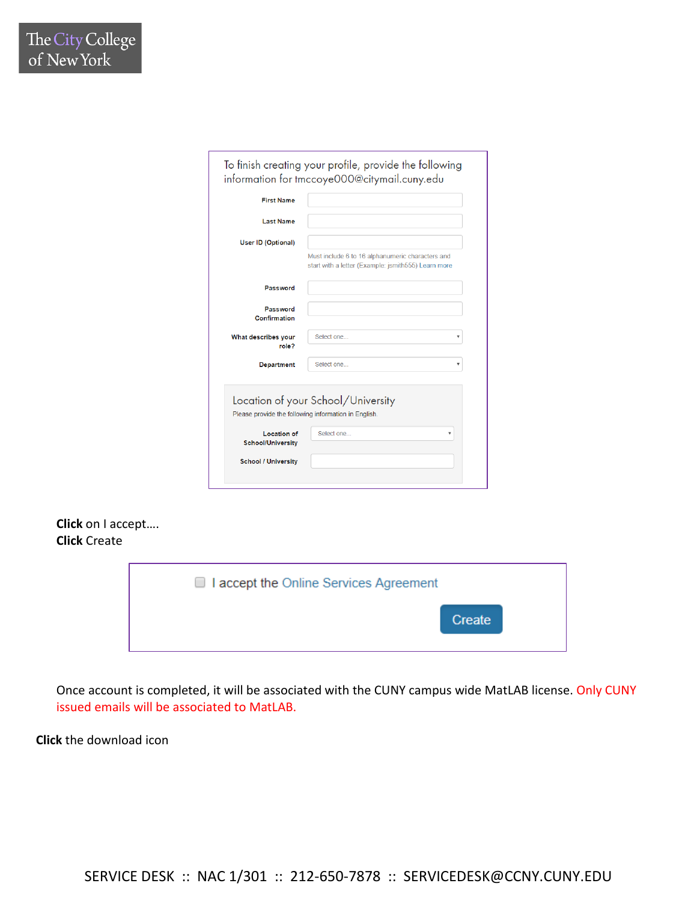To finish creating your profile, provide the following information for tmccoye000@citymail.cuny.edu

First Name

Last Name

User ID (Optional)

Must include 6 to 16 alphanumeric characters and start with a letter (Example: jsmith555) Learn more

Password

Password Confirmation

What describes your role? Select one...

Department Select one...

Location of your School/University

Please provide the following information in English.

Location of School/University Select one...

School / University

**Click** on I accept….
**Click** Create

I accept the Online Services Agreement

Create

Once account is completed, it will be associated with the CUNY campus wide MatLAB license. Only CUNY issued emails will be associated to MatLAB.

**Click** the download icon

SERVICE DESK :: NAC 1/301 :: 212-650-7878 :: SERVICEDESK@CCNY.CUNY.EDU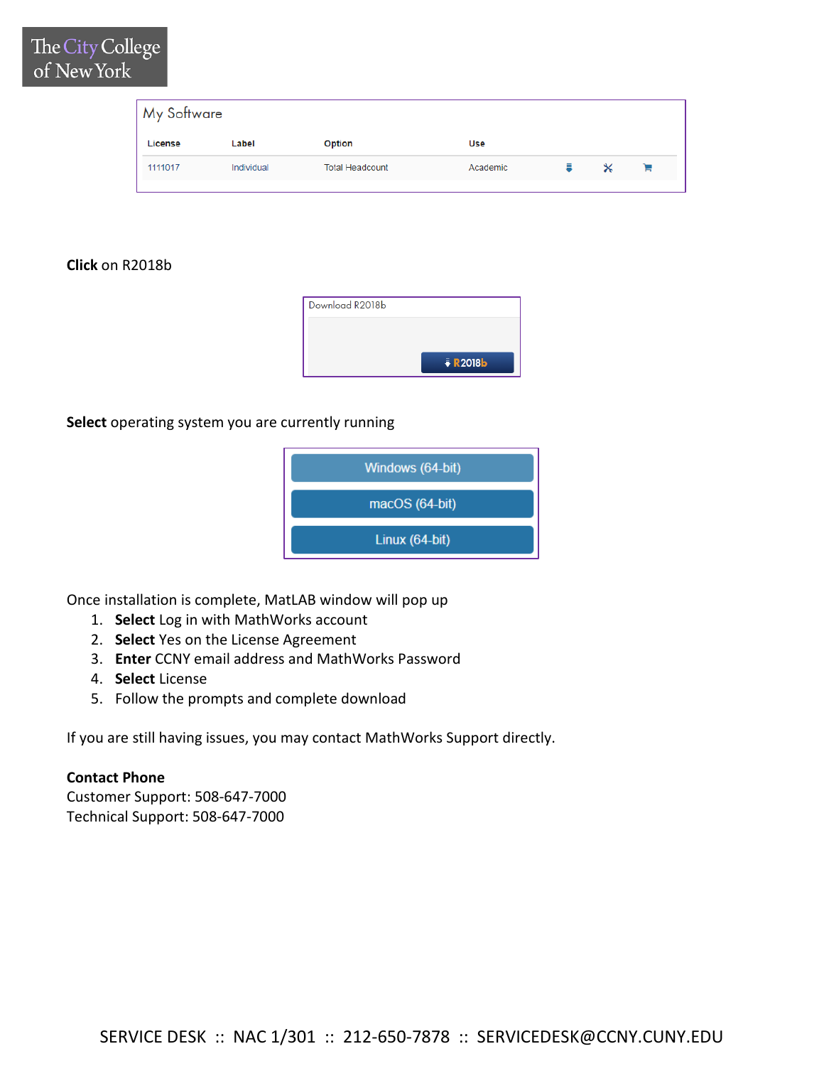My Software

| License | Label | Option | Use |
|---|---|---|---|
| 1111017 | Individual | Total Headcount | Academic |

**Click** on R2018b

Download R2018b

R2018b

**Select** operating system you are currently running

Windows (64-bit)

macOS (64-bit)

Linux (64-bit)

Once installation is complete, MatLAB window will pop up

1. **Select** Log in with MathWorks account
2. **Select** Yes on the License Agreement
3. **Enter** CCNY email address and MathWorks Password
4. **Select** License
5. Follow the prompts and complete download

If you are still having issues, you may contact MathWorks Support directly.

**Contact Phone**
Customer Support: 508-647-7000
Technical Support: 508-647-7000